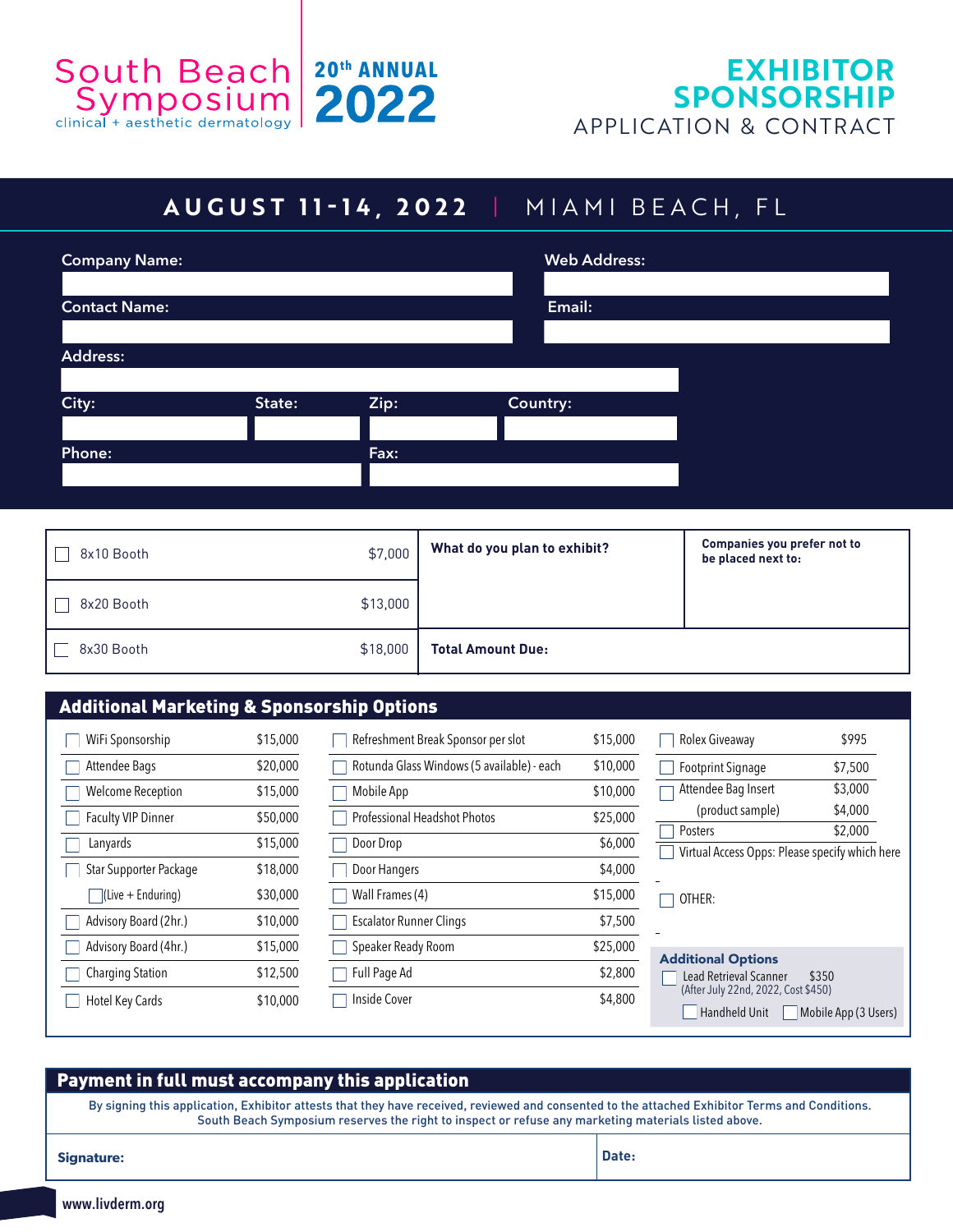# South Beach Symposium

clinical + aesthetic dermatology

**20th ANNUAL 2022**

# EXHIBITOR SPONSORSHIP

## APPLICATION & CONTRACT

## AUGUST 11-14, 2022 | MIAMI BEACH, FL

**Company Name:** 

**Web Address:** 

**Contact Name:** 

**Email:** 

**Address:** 

**City:** 

**State:** 

**Zip:** 

**Country:** 

**Phone:** 

**Fax:** 

| Booth | Price |
|---|---|
| ☐ 8x10 Booth | $7,000 |
| ☐ 8x20 Booth | $13,000 |
| ☐ 8x30 Booth | $18,000 |

**What do you plan to exhibit?**

**Companies you prefer not to be placed next to:**

**Total Amount Due:**

## Additional Marketing & Sponsorship Options

| Option | Price |
|---|---|
| ☐ WiFi Sponsorship | $15,000 |
| ☐ Attendee Bags | $20,000 |
| ☐ Welcome Reception | $15,000 |
| ☐ Faculty VIP Dinner | $50,000 |
| ☐ Lanyards | $15,000 |
| ☐ Star Supporter Package | $18,000 |
| ☐ (Live + Enduring) | $30,000 |
| ☐ Advisory Board (2hr.) | $10,000 |
| ☐ Advisory Board (4hr.) | $15,000 |
| ☐ Charging Station | $12,500 |
| ☐ Hotel Key Cards | $10,000 |
| ☐ Refreshment Break Sponsor per slot | $15,000 |
| ☐ Rotunda Glass Windows (5 available) - each | $10,000 |
| ☐ Mobile App | $10,000 |
| ☐ Professional Headshot Photos | $25,000 |
| ☐ Door Drop | $6,000 |
| ☐ Door Hangers | $4,000 |
| ☐ Wall Frames (4) | $15,000 |
| ☐ Escalator Runner Clings | $7,500 |
| ☐ Speaker Ready Room | $25,000 |
| ☐ Full Page Ad | $2,800 |
| ☐ Inside Cover | $4,800 |
| ☐ Rolex Giveaway | $995 |
| ☐ Footprint Signage | $7,500 |
| ☐ Attendee Bag Insert | $3,000 |
| (product sample) | $4,000 |
| ☐ Posters | $2,000 |
| ☐ Virtual Access Opps: Please specify which here | |
| ☐ OTHER: | |

**Additional Options**

☐ Lead Retrieval Scanner $350
(After July 22nd, 2022, Cost $450)

☐ Handheld Unit ☐ Mobile App (3 Users)

## Payment in full must accompany this application

By signing this application, Exhibitor attests that they have received, reviewed and consented to the attached Exhibitor Terms and Conditions. South Beach Symposium reserves the right to inspect or refuse any marketing materials listed above.

**Signature:** 

**Date:** 

www.livderm.org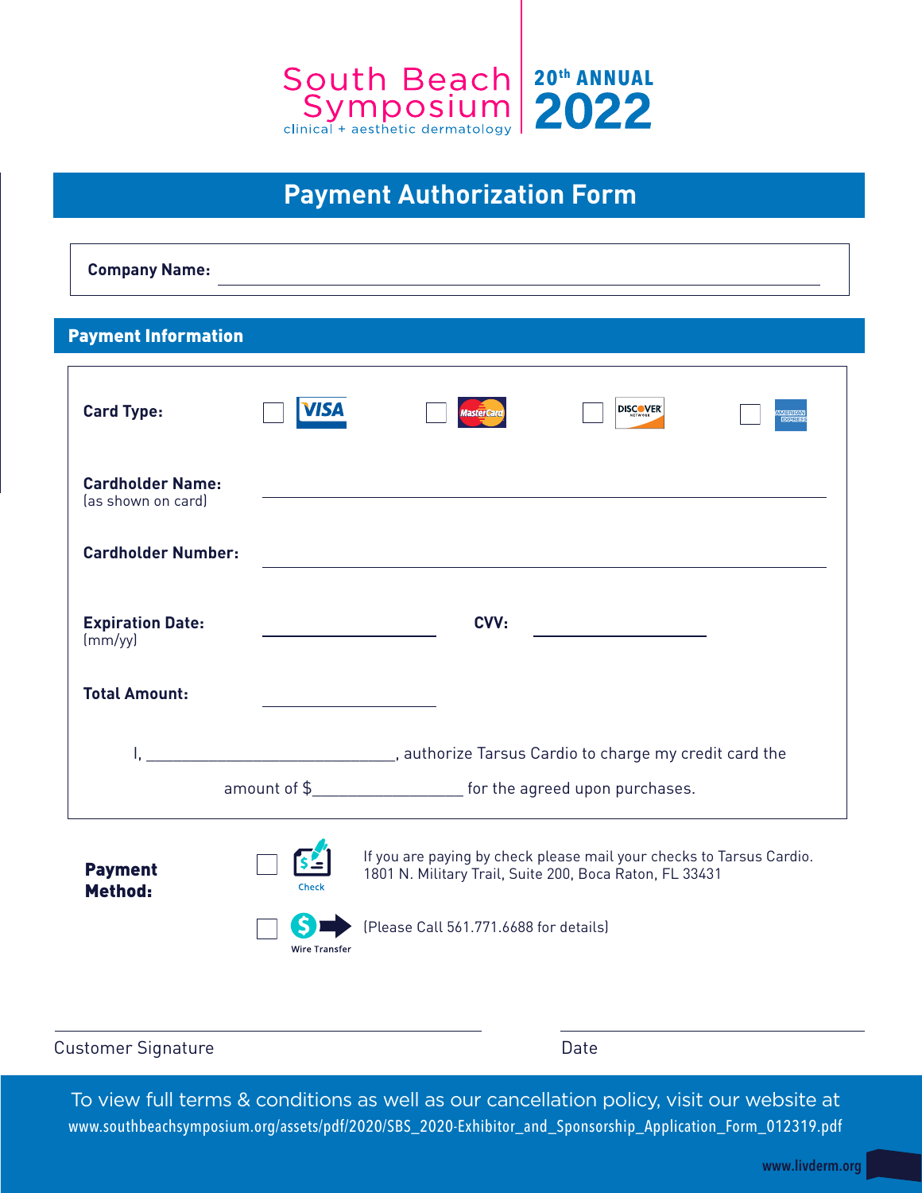South Beach Symposium
clinical + aesthetic dermatology

20th ANNUAL
2022

# Payment Authorization Form

**Company Name:** ______________________________

## Payment Information

**Card Type:** ☐ VISA ☐ MasterCard ☐ DISCOVER ☐ AMERICAN EXPRESS

**Cardholder Name:** ______________________________
(as shown on card)

**Cardholder Number:** ______________________________

**Expiration Date:** ______________ **CVV:** ______________
(mm/yy)

**Total Amount:** ______________

I, ______________________________, authorize Tarsus Cardio to charge my credit card the amount of $__________________ for the agreed upon purchases.

**Payment Method:**

☐ Check — If you are paying by check please mail your checks to Tarsus Cardio. 1801 N. Military Trail, Suite 200, Boca Raton, FL 33431

☐ Wire Transfer — (Please Call 561.771.6688 for details)

______________________________ ______________________________
Customer Signature Date

To view full terms & conditions as well as our cancellation policy, visit our website at www.southbeachsymposium.org/assets/pdf/2020/SBS_2020-Exhibitor_and_Sponsorship_Application_Form_012319.pdf

www.livderm.org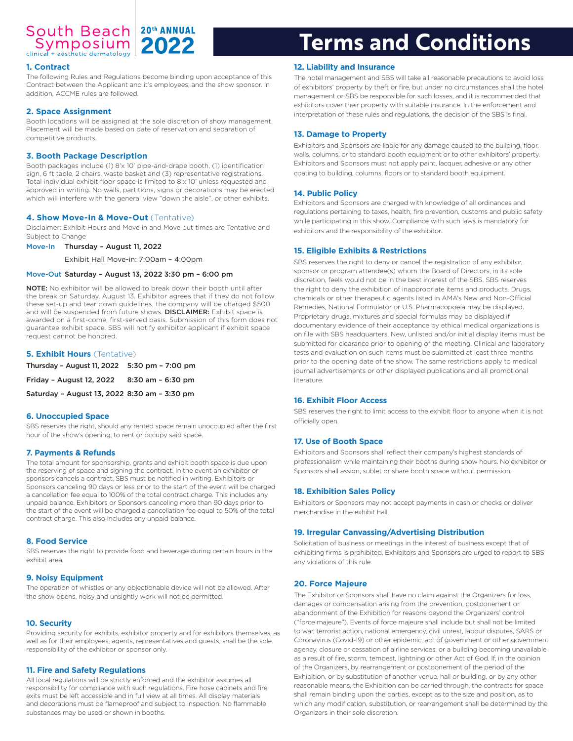South Beach Symposium
clinical + aesthetic dermatology

20th ANNUAL 2022

# Terms and Conditions

### 1. Contract

The following Rules and Regulations become binding upon acceptance of this Contract between the Applicant and it's employees, and the show sponsor. In addition, ACCME rules are followed.

### 2. Space Assignment

Booth locations will be assigned at the sole discretion of show management. Placement will be made based on date of reservation and separation of competitive products.

### 3. Booth Package Description

Booth packages include (1) 8'x 10' pipe-and-drape booth, (1) identification sign, 6 ft table, 2 chairs, waste basket and (3) representative registrations. Total individual exhibit floor space is limited to 8'x 10' unless requested and approved in writing. No walls, partitions, signs or decorations may be erected which will interfere with the general view "down the aisle", or other exhibits.

### 4. Show Move-In & Move-Out (Tentative)

Disclaimer: Exhibit Hours and Move in and Move out times are Tentative and Subject to Change

**Move-In** **Thursday – August 11, 2022**

Exhibit Hall Move-in: 7:00am – 4:00pm

**Move-Out** **Saturday – August 13, 2022 3:30 pm – 6:00 pm**

**NOTE:** No exhibitor will be allowed to break down their booth until after the break on Saturday, August 13. Exhibitor agrees that if they do not follow these set-up and tear down guidelines, the company will be charged $500 and will be suspended from future shows. **DISCLAIMER:** Exhibit space is awarded on a first-come, first-served basis. Submission of this form does not guarantee exhibit space. SBS will notify exhibitor applicant if exhibit space request cannot be honored.

### 5. Exhibit Hours (Tentative)

| | |
|---|---|
| **Thursday – August 11, 2022** | **5:30 pm – 7:00 pm** |
| **Friday – August 12, 2022** | **8:30 am – 6:30 pm** |
| **Saturday – August 13, 2022** | **8:30 am – 3:30 pm** |

### 6. Unoccupied Space

SBS reserves the right, should any rented space remain unoccupied after the first hour of the show's opening, to rent or occupy said space.

### 7. Payments & Refunds

The total amount for sponsorship, grants and exhibit booth space is due upon the reserving of space and signing the contract. In the event an exhibitor or sponsors cancels a contract, SBS must be notified in writing. Exhibitors or Sponsors canceling 90 days or less prior to the start of the event will be charged a cancellation fee equal to 100% of the total contract charge. This includes any unpaid balance. Exhibitors or Sponsors canceling more than 90 days prior to the start of the event will be charged a cancellation fee equal to 50% of the total contract charge. This also includes any unpaid balance.

### 8. Food Service

SBS reserves the right to provide food and beverage during certain hours in the exhibit area.

### 9. Noisy Equipment

The operation of whistles or any objectionable device will not be allowed. After the show opens, noisy and unsightly work will not be permitted.

### 10. Security

Providing security for exhibits, exhibitor property and for exhibitors themselves, as well as for their employees, agents, representatives and guests, shall be the sole responsibility of the exhibitor or sponsor only.

### 11. Fire and Safety Regulations

All local regulations will be strictly enforced and the exhibitor assumes all responsibility for compliance with such regulations. Fire hose cabinets and fire exits must be left accessible and in full view at all times. All display materials and decorations must be flameproof and subject to inspection. No flammable substances may be used or shown in booths.

### 12. Liability and Insurance

The hotel management and SBS will take all reasonable precautions to avoid loss of exhibitors' property by theft or fire, but under no circumstances shall the hotel management or SBS be responsible for such losses, and it is recommended that exhibitors cover their property with suitable insurance. In the enforcement and interpretation of these rules and regulations, the decision of the SBS is final.

### 13. Damage to Property

Exhibitors and Sponsors are liable for any damage caused to the building, floor, walls, columns, or to standard booth equipment or to other exhibitors' property. Exhibitors and Sponsors must not apply paint, lacquer, adhesive or any other coating to building, columns, floors or to standard booth equipment.

### 14. Public Policy

Exhibitors and Sponsors are charged with knowledge of all ordinances and regulations pertaining to taxes, health, fire prevention, customs and public safety while participating in this show. Compliance with such laws is mandatory for exhibitors and the responsibility of the exhibitor.

### 15. Eligible Exhibits & Restrictions

SBS reserves the right to deny or cancel the registration of any exhibitor, sponsor or program attendee(s) whom the Board of Directors, in its sole discretion, feels would not be in the best interest of the SBS. SBS reserves the right to deny the exhibition of inappropriate items and products. Drugs, chemicals or other therapeutic agents listed in AMA's New and Non-Official Remedies, National Formulator or U.S. Pharmacopoeia may be displayed. Proprietary drugs, mixtures and special formulas may be displayed if documentary evidence of their acceptance by ethical medical organizations is on file with SBS headquarters. New, unlisted and/or initial display items must be submitted for clearance prior to opening of the meeting. Clinical and laboratory tests and evaluation on such items must be submitted at least three months prior to the opening date of the show. The same restrictions apply to medical journal advertisements or other displayed publications and all promotional literature.

### 16. Exhibit Floor Access

SBS reserves the right to limit access to the exhibit floor to anyone when it is not officially open.

### 17. Use of Booth Space

Exhibitors and Sponsors shall reflect their company's highest standards of professionalism while maintaining their booths during show hours. No exhibitor or Sponsors shall assign, sublet or share booth space without permission.

### 18. Exhibition Sales Policy

Exhibitors or Sponsors may not accept payments in cash or checks or deliver merchandise in the exhibit hall.

### 19. Irregular Canvassing/Advertising Distribution

Solicitation of business or meetings in the interest of business except that of exhibiting firms is prohibited. Exhibitors and Sponsors are urged to report to SBS any violations of this rule.

### 20. Force Majeure

The Exhibitor or Sponsors shall have no claim against the Organizers for loss, damages or compensation arising from the prevention, postponement or abandonment of the Exhibition for reasons beyond the Organizers' control ("force majeure"). Events of force majeure shall include but shall not be limited to war, terrorist action, national emergency, civil unrest, labour disputes, SARS or Coronavirus (Covid-19) or other epidemic, act of government or other government agency, closure or cessation of airline services, or a building becoming unavailable as a result of fire, storm, tempest, lightning or other Act of God. If, in the opinion of the Organizers, by rearrangement or postponement of the period of the Exhibition, or by substitution of another venue, hall or building, or by any other reasonable means, the Exhibition can be carried through, the contracts for space shall remain binding upon the parties, except as to the size and position, as to which any modification, substitution, or rearrangement shall be determined by the Organizers in their sole discretion.